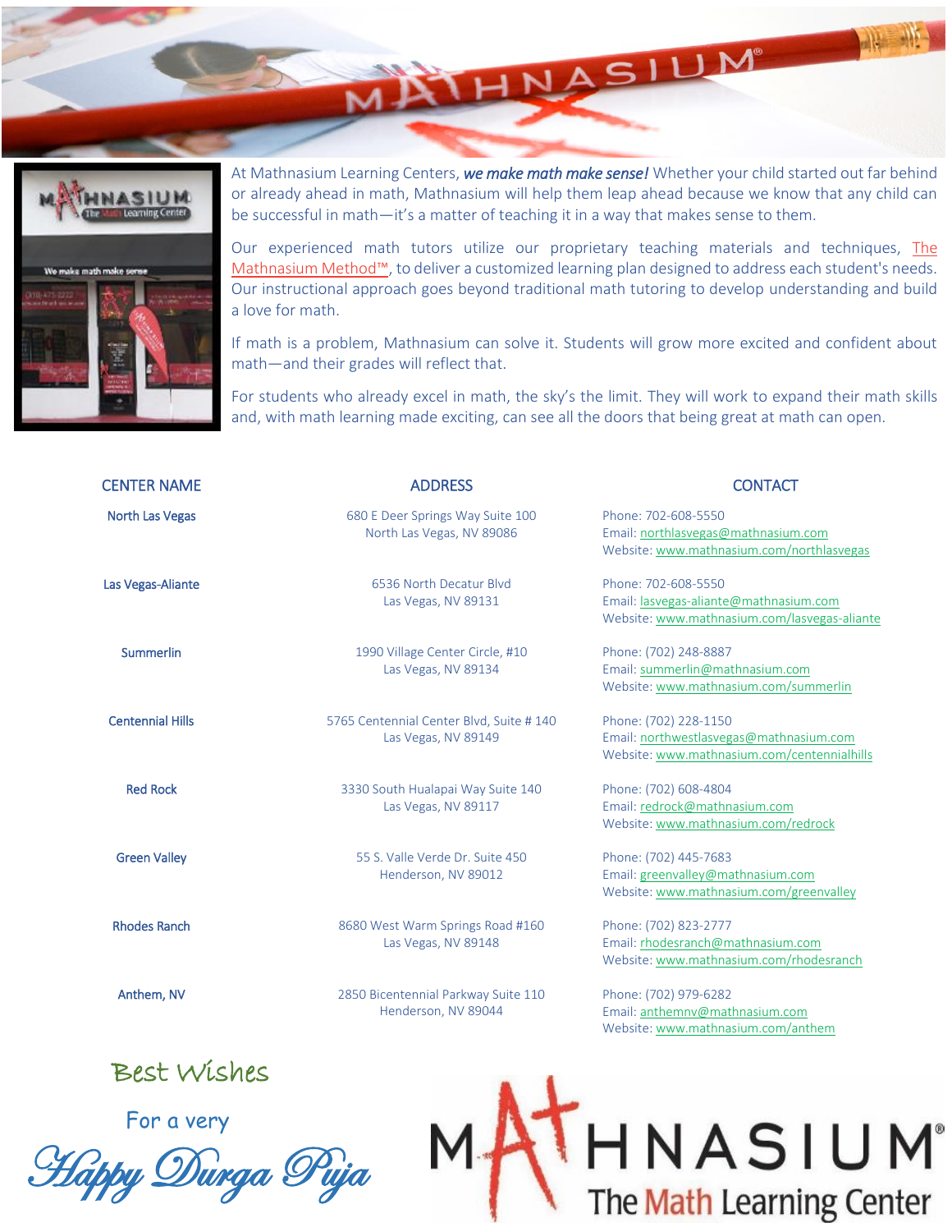At Mathnasium Learning Centers, ***we make math make sense!*** Whether your child started out far behind or already ahead in math, Mathnasium will help them leap ahead because we know that any child can be successful in math—it's a matter of teaching it in a way that makes sense to them.

Our experienced math tutors utilize our proprietary teaching materials and techniques, The Mathnasium Method™, to deliver a customized learning plan designed to address each student's needs. Our instructional approach goes beyond traditional math tutoring to develop understanding and build a love for math.

If math is a problem, Mathnasium can solve it. Students will grow more excited and confident about math—and their grades will reflect that.

For students who already excel in math, the sky's the limit. They will work to expand their math skills and, with math learning made exciting, can see all the doors that being great at math can open.

| CENTER NAME | ADDRESS | CONTACT |
|---|---|---|
| North Las Vegas | 680 E Deer Springs Way Suite 100<br>North Las Vegas, NV 89086 | Phone: 702-608-5550<br>Email: northlasvegas@mathnasium.com<br>Website: www.mathnasium.com/northlasvegas |
| Las Vegas-Aliante | 6536 North Decatur Blvd<br>Las Vegas, NV 89131 | Phone: 702-608-5550<br>Email: lasvegas-aliante@mathnasium.com<br>Website: www.mathnasium.com/lasvegas-aliante |
| Summerlin | 1990 Village Center Circle, #10<br>Las Vegas, NV 89134 | Phone: (702) 248-8887<br>Email: summerlin@mathnasium.com<br>Website: www.mathnasium.com/summerlin |
| Centennial Hills | 5765 Centennial Center Blvd, Suite # 140<br>Las Vegas, NV 89149 | Phone: (702) 228-1150<br>Email: northwestlasvegas@mathnasium.com<br>Website: www.mathnasium.com/centennialhills |
| Red Rock | 3330 South Hualapai Way Suite 140<br>Las Vegas, NV 89117 | Phone: (702) 608-4804<br>Email: redrock@mathnasium.com<br>Website: www.mathnasium.com/redrock |
| Green Valley | 55 S. Valle Verde Dr. Suite 450<br>Henderson, NV 89012 | Phone: (702) 445-7683<br>Email: greenvalley@mathnasium.com<br>Website: www.mathnasium.com/greenvalley |
| Rhodes Ranch | 8680 West Warm Springs Road #160<br>Las Vegas, NV 89148 | Phone: (702) 823-2777<br>Email: rhodesranch@mathnasium.com<br>Website: www.mathnasium.com/rhodesranch |
| Anthem, NV | 2850 Bicentennial Parkway Suite 110<br>Henderson, NV 89044 | Phone: (702) 979-6282<br>Email: anthemnv@mathnasium.com<br>Website: www.mathnasium.com/anthem |

Best Wishes

For a very

*Happy Durga Puja*

MATHNASIUM®
The Math Learning Center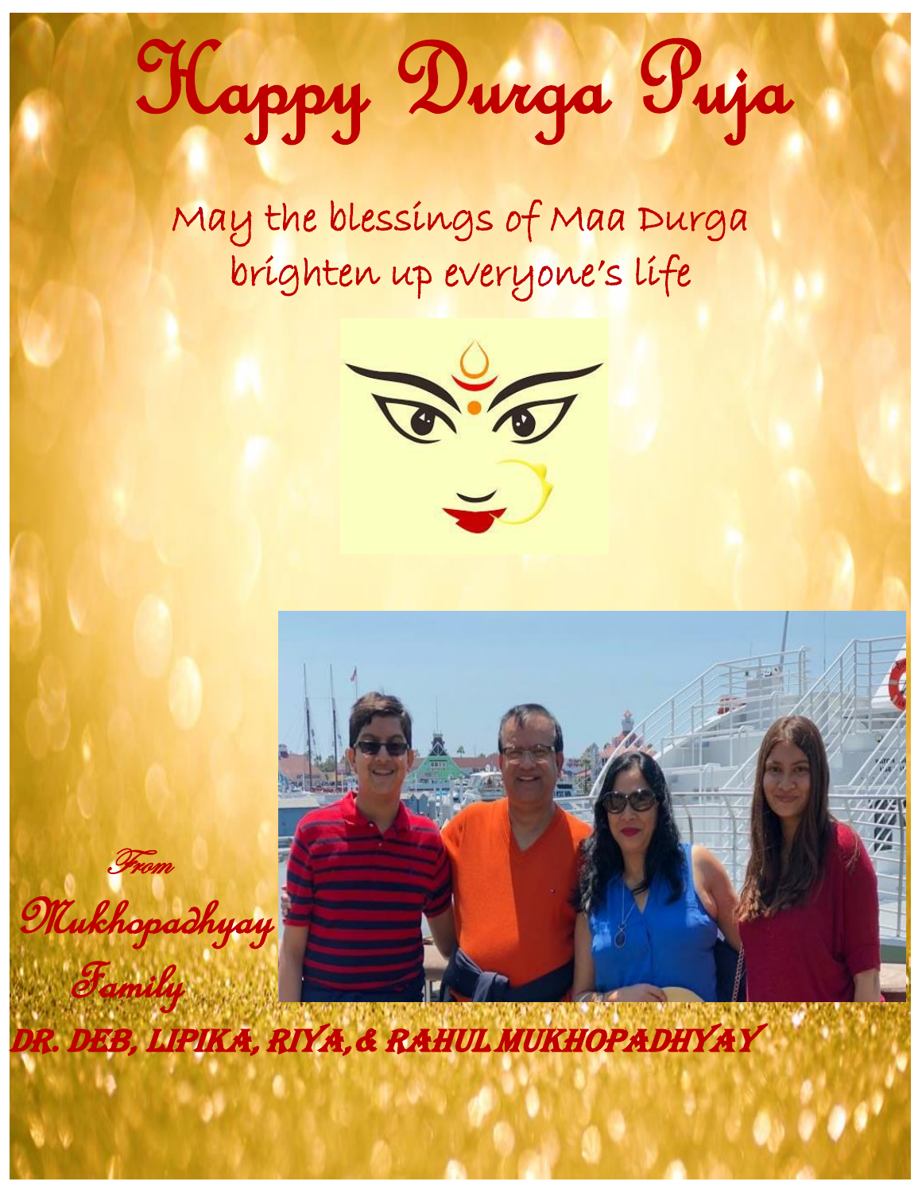# Happy Durga Puja

May the blessings of Maa Durga
brighten up everyone's life

From

Mukhopadhyay
Family

DR. DEB, LIPIKA, RIYA, & RAHUL MUKHOPADHYAY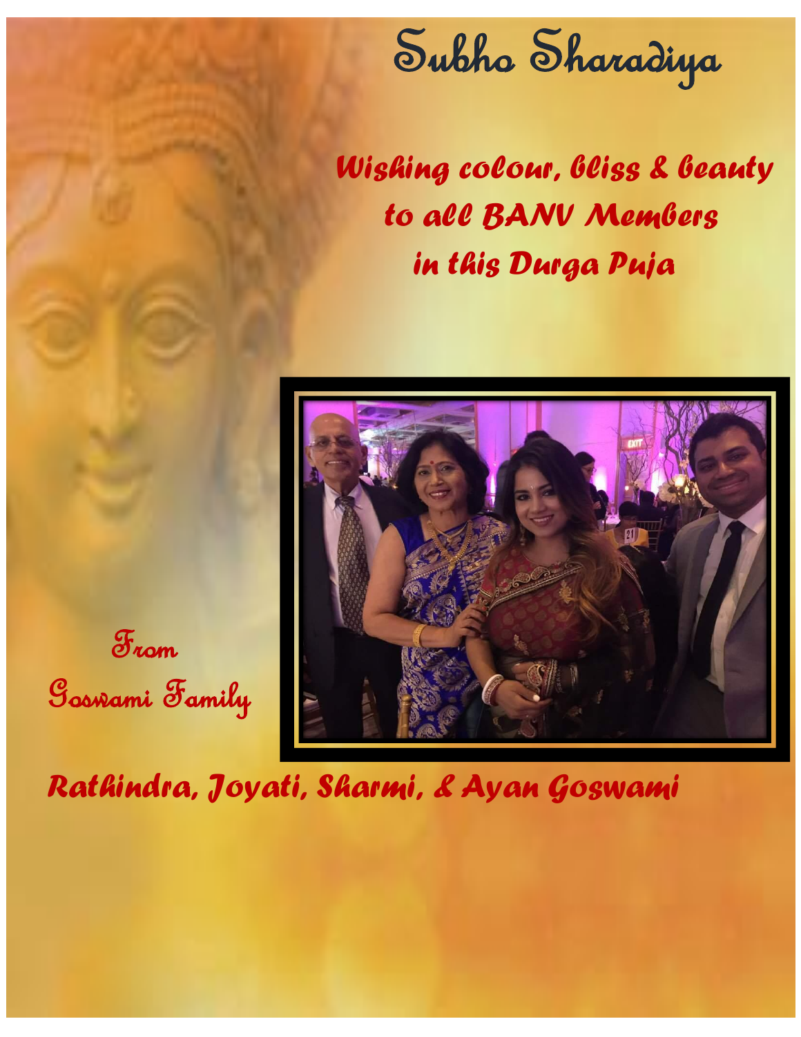# Subho Sharadiya

*Wishing colour, bliss & beauty*
*to all BANV Members*
*in this Durga Puja*

From
Goswami Family

**Rathindra, Joyati, Sharmi, & Ayan Goswami**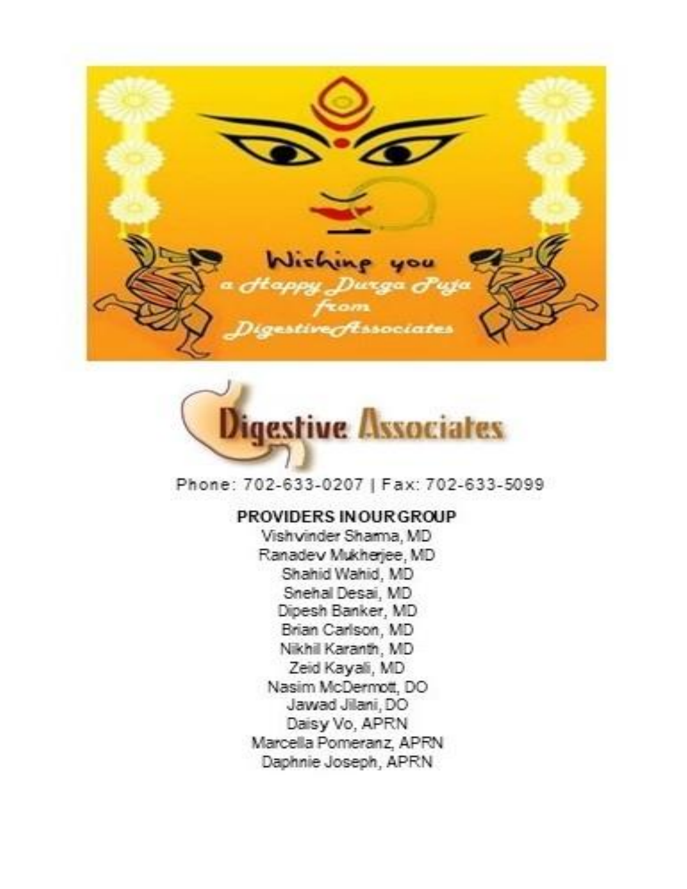Wishing you
a Happy Durga Puja
from
Digestive Associates

Digestive Associates

Phone: 702-633-0207 | Fax: 702-633-5099

**PROVIDERS IN OUR GROUP**

Vishvinder Sharma, MD
Ranadev Mukherjee, MD
Shahid Wahid, MD
Snehal Desai, MD
Dipesh Banker, MD
Brian Carlson, MD
Nikhil Karanth, MD
Zeid Kayali, MD
Nasim McDermott, DO
Jawad Jilani, DO
Daisy Vo, APRN
Marcella Pomeranz, APRN
Daphnie Joseph, APRN